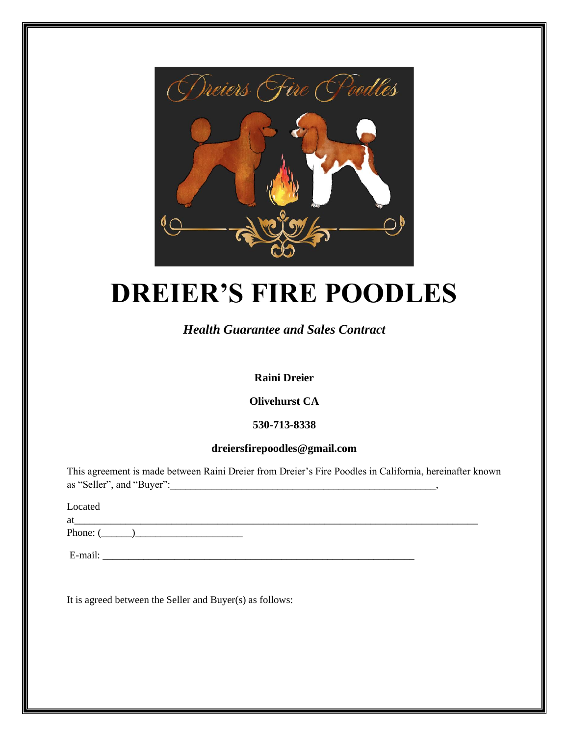# DREIER'S FIRE POODLES

***Health Guarantee and Sales Contract***

**Raini Dreier**

**Olivehurst CA**

**530-713-8338**

**dreiersfirepoodles@gmail.com**

This agreement is made between Raini Dreier from Dreier's Fire Poodles in California, hereinafter known as "Seller", and "Buyer":_______________________________________________________,

Located at_____________________________________________________________________________

Phone: (______)_____________________

E-mail: _______________________________________________________________

It is agreed between the Seller and Buyer(s) as follows: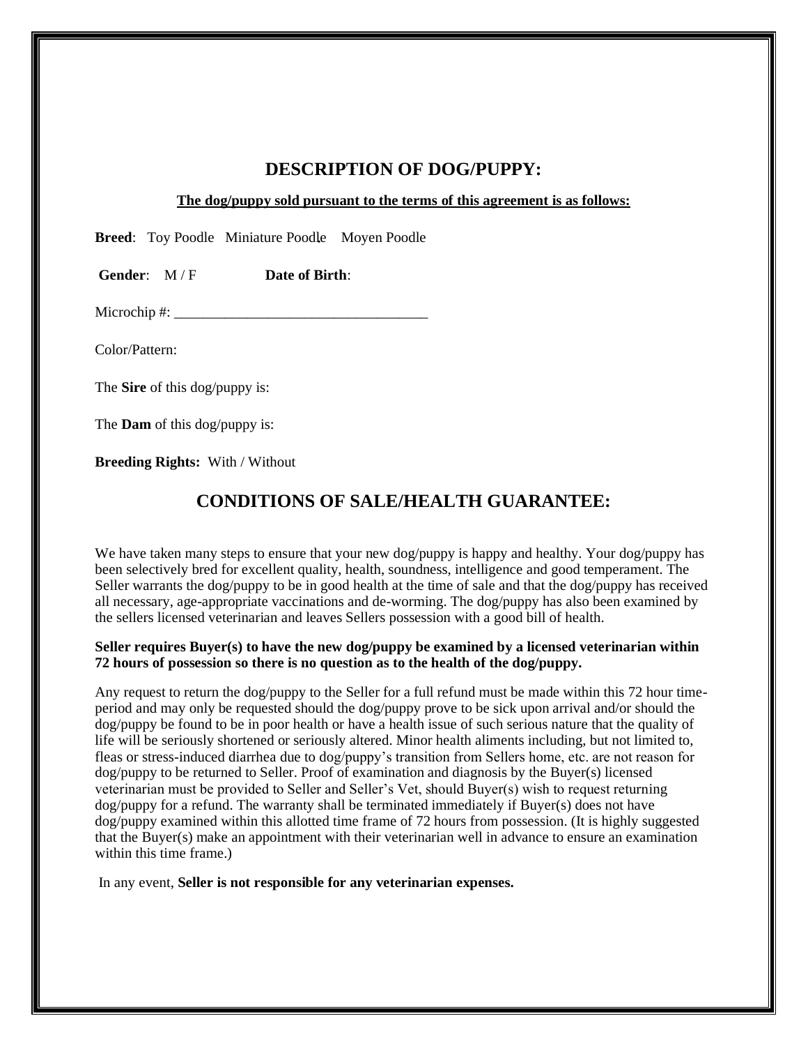## DESCRIPTION OF DOG/PUPPY:

**The dog/puppy sold pursuant to the terms of this agreement is as follows:**

**Breed**: Toy Poodle Miniature Poodle Moyen Poodle

**Gender**: M / F **Date of Birth**:

Microchip #: ___________________________________

Color/Pattern:

The **Sire** of this dog/puppy is:

The **Dam** of this dog/puppy is:

**Breeding Rights:** With / Without

## CONDITIONS OF SALE/HEALTH GUARANTEE:

We have taken many steps to ensure that your new dog/puppy is happy and healthy. Your dog/puppy has been selectively bred for excellent quality, health, soundness, intelligence and good temperament. The Seller warrants the dog/puppy to be in good health at the time of sale and that the dog/puppy has received all necessary, age-appropriate vaccinations and de-worming. The dog/puppy has also been examined by the sellers licensed veterinarian and leaves Sellers possession with a good bill of health.

**Seller requires Buyer(s) to have the new dog/puppy be examined by a licensed veterinarian within 72 hours of possession so there is no question as to the health of the dog/puppy.**

Any request to return the dog/puppy to the Seller for a full refund must be made within this 72 hour time-period and may only be requested should the dog/puppy prove to be sick upon arrival and/or should the dog/puppy be found to be in poor health or have a health issue of such serious nature that the quality of life will be seriously shortened or seriously altered. Minor health aliments including, but not limited to, fleas or stress-induced diarrhea due to dog/puppy's transition from Sellers home, etc. are not reason for dog/puppy to be returned to Seller. Proof of examination and diagnosis by the Buyer(s) licensed veterinarian must be provided to Seller and Seller's Vet, should Buyer(s) wish to request returning dog/puppy for a refund. The warranty shall be terminated immediately if Buyer(s) does not have dog/puppy examined within this allotted time frame of 72 hours from possession. (It is highly suggested that the Buyer(s) make an appointment with their veterinarian well in advance to ensure an examination within this time frame.)

In any event, **Seller is not responsible for any veterinarian expenses.**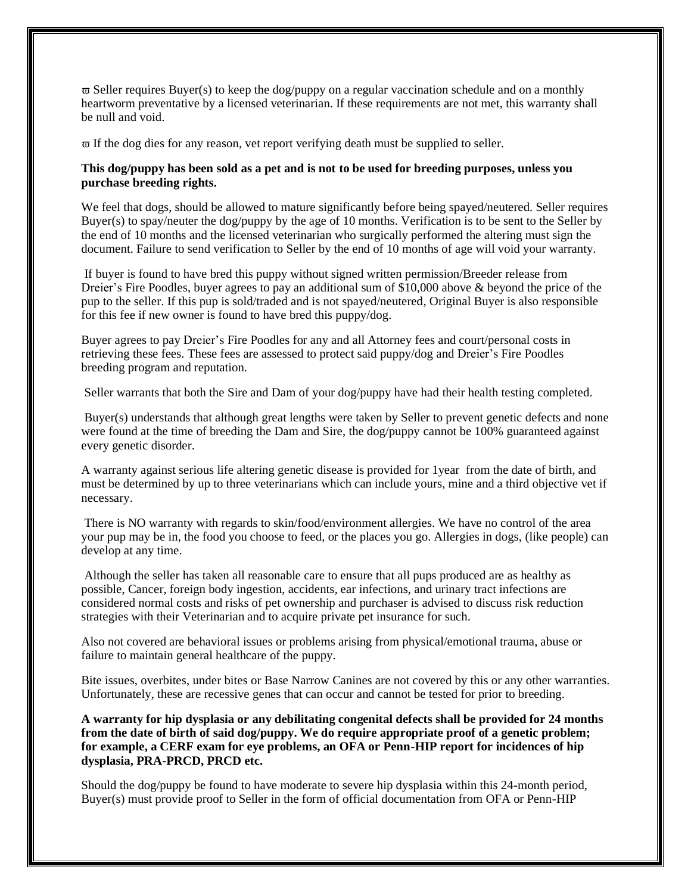ϖ Seller requires Buyer(s) to keep the dog/puppy on a regular vaccination schedule and on a monthly heartworm preventative by a licensed veterinarian. If these requirements are not met, this warranty shall be null and void.

ϖ If the dog dies for any reason, vet report verifying death must be supplied to seller.

**This dog/puppy has been sold as a pet and is not to be used for breeding purposes, unless you purchase breeding rights.**

We feel that dogs, should be allowed to mature significantly before being spayed/neutered. Seller requires Buyer(s) to spay/neuter the dog/puppy by the age of 10 months. Verification is to be sent to the Seller by the end of 10 months and the licensed veterinarian who surgically performed the altering must sign the document. Failure to send verification to Seller by the end of 10 months of age will void your warranty.

If buyer is found to have bred this puppy without signed written permission/Breeder release from Dreier's Fire Poodles, buyer agrees to pay an additional sum of $10,000 above & beyond the price of the pup to the seller. If this pup is sold/traded and is not spayed/neutered, Original Buyer is also responsible for this fee if new owner is found to have bred this puppy/dog.

Buyer agrees to pay Dreier's Fire Poodles for any and all Attorney fees and court/personal costs in retrieving these fees. These fees are assessed to protect said puppy/dog and Dreier's Fire Poodles breeding program and reputation.

Seller warrants that both the Sire and Dam of your dog/puppy have had their health testing completed.

Buyer(s) understands that although great lengths were taken by Seller to prevent genetic defects and none were found at the time of breeding the Dam and Sire, the dog/puppy cannot be 100% guaranteed against every genetic disorder.

A warranty against serious life altering genetic disease is provided for 1year from the date of birth, and must be determined by up to three veterinarians which can include yours, mine and a third objective vet if necessary.

There is NO warranty with regards to skin/food/environment allergies. We have no control of the area your pup may be in, the food you choose to feed, or the places you go. Allergies in dogs, (like people) can develop at any time.

Although the seller has taken all reasonable care to ensure that all pups produced are as healthy as possible, Cancer, foreign body ingestion, accidents, ear infections, and urinary tract infections are considered normal costs and risks of pet ownership and purchaser is advised to discuss risk reduction strategies with their Veterinarian and to acquire private pet insurance for such.

Also not covered are behavioral issues or problems arising from physical/emotional trauma, abuse or failure to maintain general healthcare of the puppy.

Bite issues, overbites, under bites or Base Narrow Canines are not covered by this or any other warranties. Unfortunately, these are recessive genes that can occur and cannot be tested for prior to breeding.

**A warranty for hip dysplasia or any debilitating congenital defects shall be provided for 24 months from the date of birth of said dog/puppy. We do require appropriate proof of a genetic problem; for example, a CERF exam for eye problems, an OFA or Penn-HIP report for incidences of hip dysplasia, PRA-PRCD, PRCD etc.**

Should the dog/puppy be found to have moderate to severe hip dysplasia within this 24-month period, Buyer(s) must provide proof to Seller in the form of official documentation from OFA or Penn-HIP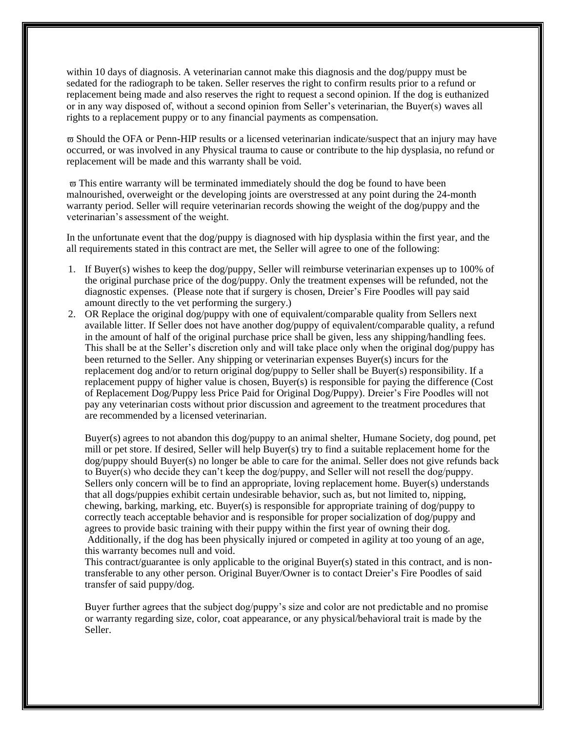within 10 days of diagnosis. A veterinarian cannot make this diagnosis and the dog/puppy must be sedated for the radiograph to be taken. Seller reserves the right to confirm results prior to a refund or replacement being made and also reserves the right to request a second opinion. If the dog is euthanized or in any way disposed of, without a second opinion from Seller's veterinarian, the Buyer(s) waves all rights to a replacement puppy or to any financial payments as compensation.

ϖ Should the OFA or Penn-HIP results or a licensed veterinarian indicate/suspect that an injury may have occurred, or was involved in any Physical trauma to cause or contribute to the hip dysplasia, no refund or replacement will be made and this warranty shall be void.

ϖ This entire warranty will be terminated immediately should the dog be found to have been malnourished, overweight or the developing joints are overstressed at any point during the 24-month warranty period. Seller will require veterinarian records showing the weight of the dog/puppy and the veterinarian's assessment of the weight.

In the unfortunate event that the dog/puppy is diagnosed with hip dysplasia within the first year, and the all requirements stated in this contract are met, the Seller will agree to one of the following:

1. If Buyer(s) wishes to keep the dog/puppy, Seller will reimburse veterinarian expenses up to 100% of the original purchase price of the dog/puppy. Only the treatment expenses will be refunded, not the diagnostic expenses. (Please note that if surgery is chosen, Dreier's Fire Poodles will pay said amount directly to the vet performing the surgery.)
2. OR Replace the original dog/puppy with one of equivalent/comparable quality from Sellers next available litter. If Seller does not have another dog/puppy of equivalent/comparable quality, a refund in the amount of half of the original purchase price shall be given, less any shipping/handling fees. This shall be at the Seller's discretion only and will take place only when the original dog/puppy has been returned to the Seller. Any shipping or veterinarian expenses Buyer(s) incurs for the replacement dog and/or to return original dog/puppy to Seller shall be Buyer(s) responsibility. If a replacement puppy of higher value is chosen, Buyer(s) is responsible for paying the difference (Cost of Replacement Dog/Puppy less Price Paid for Original Dog/Puppy). Dreier's Fire Poodles will not pay any veterinarian costs without prior discussion and agreement to the treatment procedures that are recommended by a licensed veterinarian.

   Buyer(s) agrees to not abandon this dog/puppy to an animal shelter, Humane Society, dog pound, pet mill or pet store. If desired, Seller will help Buyer(s) try to find a suitable replacement home for the dog/puppy should Buyer(s) no longer be able to care for the animal. Seller does not give refunds back to Buyer(s) who decide they can't keep the dog/puppy, and Seller will not resell the dog/puppy. Sellers only concern will be to find an appropriate, loving replacement home. Buyer(s) understands that all dogs/puppies exhibit certain undesirable behavior, such as, but not limited to, nipping, chewing, barking, marking, etc. Buyer(s) is responsible for appropriate training of dog/puppy to correctly teach acceptable behavior and is responsible for proper socialization of dog/puppy and agrees to provide basic training with their puppy within the first year of owning their dog.
   Additionally, if the dog has been physically injured or competed in agility at too young of an age, this warranty becomes null and void.
   This contract/guarantee is only applicable to the original Buyer(s) stated in this contract, and is non-transferable to any other person. Original Buyer/Owner is to contact Dreier's Fire Poodles of said transfer of said puppy/dog.

   Buyer further agrees that the subject dog/puppy's size and color are not predictable and no promise or warranty regarding size, color, coat appearance, or any physical/behavioral trait is made by the Seller.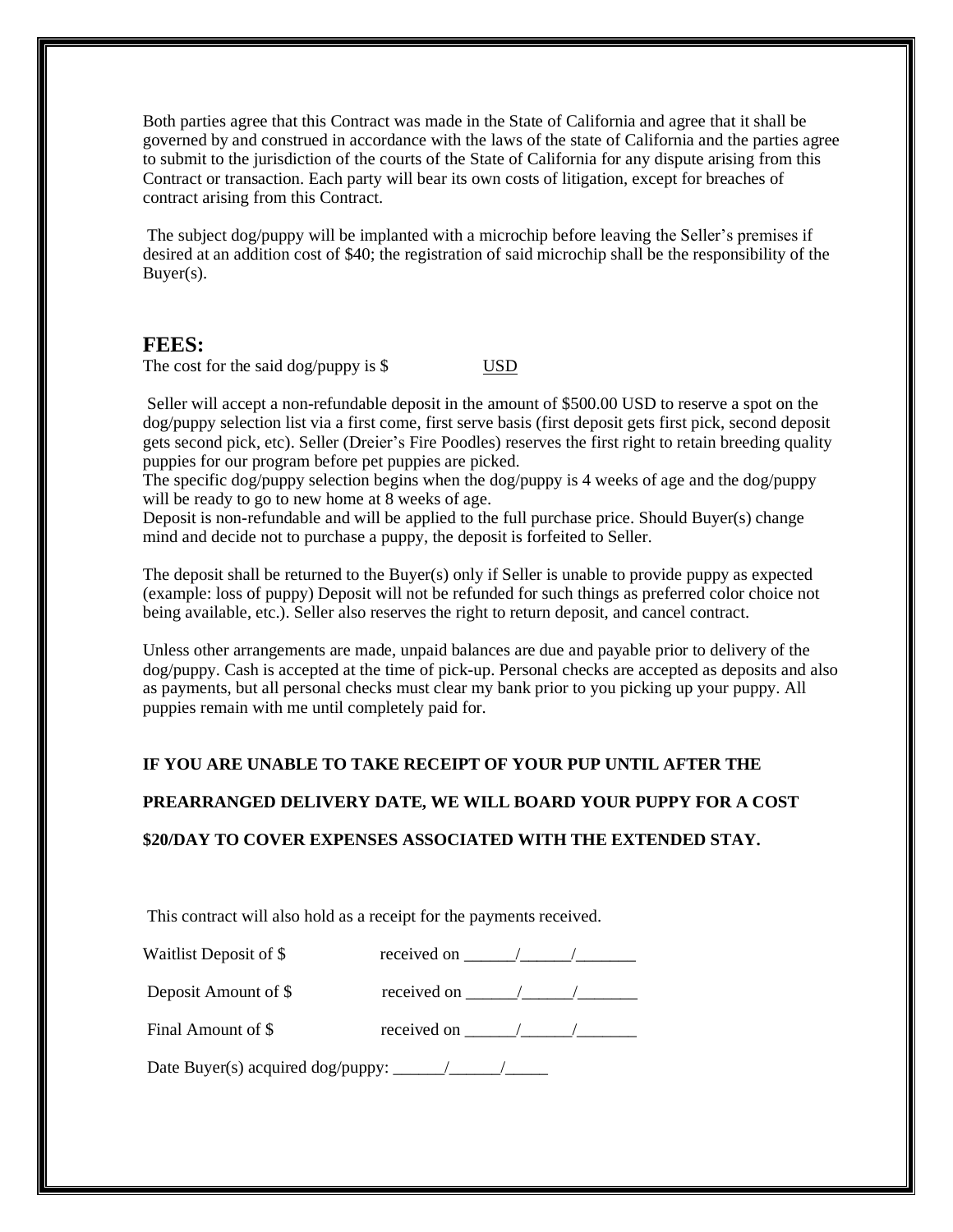Both parties agree that this Contract was made in the State of California and agree that it shall be governed by and construed in accordance with the laws of the state of California and the parties agree to submit to the jurisdiction of the courts of the State of California for any dispute arising from this Contract or transaction. Each party will bear its own costs of litigation, except for breaches of contract arising from this Contract.

The subject dog/puppy will be implanted with a microchip before leaving the Seller's premises if desired at an addition cost of $40; the registration of said microchip shall be the responsibility of the Buyer(s).

## FEES:

The cost for the said dog/puppy is $ USD

Seller will accept a non-refundable deposit in the amount of $500.00 USD to reserve a spot on the dog/puppy selection list via a first come, first serve basis (first deposit gets first pick, second deposit gets second pick, etc). Seller (Dreier's Fire Poodles) reserves the first right to retain breeding quality puppies for our program before pet puppies are picked.
The specific dog/puppy selection begins when the dog/puppy is 4 weeks of age and the dog/puppy will be ready to go to new home at 8 weeks of age.
Deposit is non-refundable and will be applied to the full purchase price. Should Buyer(s) change mind and decide not to purchase a puppy, the deposit is forfeited to Seller.

The deposit shall be returned to the Buyer(s) only if Seller is unable to provide puppy as expected (example: loss of puppy) Deposit will not be refunded for such things as preferred color choice not being available, etc.). Seller also reserves the right to return deposit, and cancel contract.

Unless other arrangements are made, unpaid balances are due and payable prior to delivery of the dog/puppy. Cash is accepted at the time of pick-up. Personal checks are accepted as deposits and also as payments, but all personal checks must clear my bank prior to you picking up your puppy. All puppies remain with me until completely paid for.

**IF YOU ARE UNABLE TO TAKE RECEIPT OF YOUR PUP UNTIL AFTER THE PREARRANGED DELIVERY DATE, WE WILL BOARD YOUR PUPPY FOR A COST $20/DAY TO COVER EXPENSES ASSOCIATED WITH THE EXTENDED STAY.**

This contract will also hold as a receipt for the payments received.

Waitlist Deposit of $ received on ______/______/_______

Deposit Amount of $ received on ______/______/_______

Final Amount of $ received on ______/______/_______

Date Buyer(s) acquired dog/puppy: ______/______/_____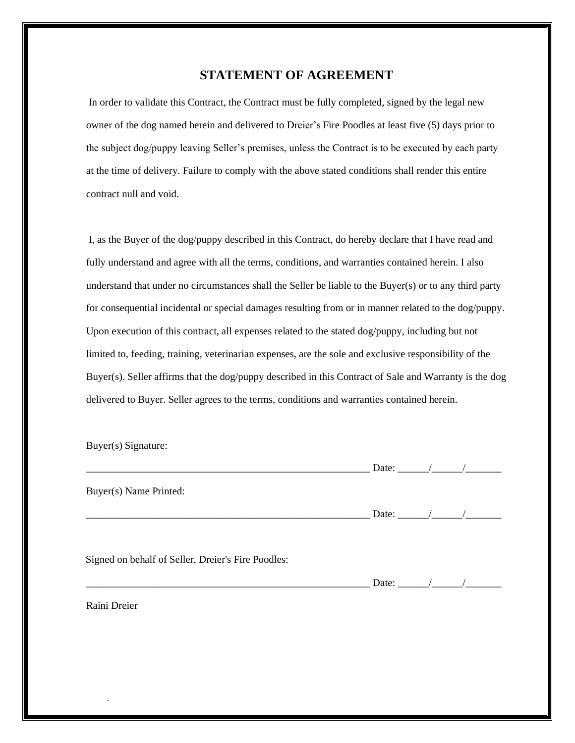# STATEMENT OF AGREEMENT

In order to validate this Contract, the Contract must be fully completed, signed by the legal new owner of the dog named herein and delivered to Dreier's Fire Poodles at least five (5) days prior to the subject dog/puppy leaving Seller's premises, unless the Contract is to be executed by each party at the time of delivery. Failure to comply with the above stated conditions shall render this entire contract null and void.

I, as the Buyer of the dog/puppy described in this Contract, do hereby declare that I have read and fully understand and agree with all the terms, conditions, and warranties contained herein. I also understand that under no circumstances shall the Seller be liable to the Buyer(s) or to any third party for consequential incidental or special damages resulting from or in manner related to the dog/puppy. Upon execution of this contract, all expenses related to the stated dog/puppy, including but not limited to, feeding, training, veterinarian expenses, are the sole and exclusive responsibility of the Buyer(s). Seller affirms that the dog/puppy described in this Contract of Sale and Warranty is the dog delivered to Buyer. Seller agrees to the terms, conditions and warranties contained herein.

Buyer(s) Signature:

_________________________________________________________ Date: ______/______/_______

Buyer(s) Name Printed:

_________________________________________________________ Date: ______/______/_______

Signed on behalf of Seller, Dreier's Fire Poodles:

_________________________________________________________ Date: ______/______/_______

Raini Dreier

.